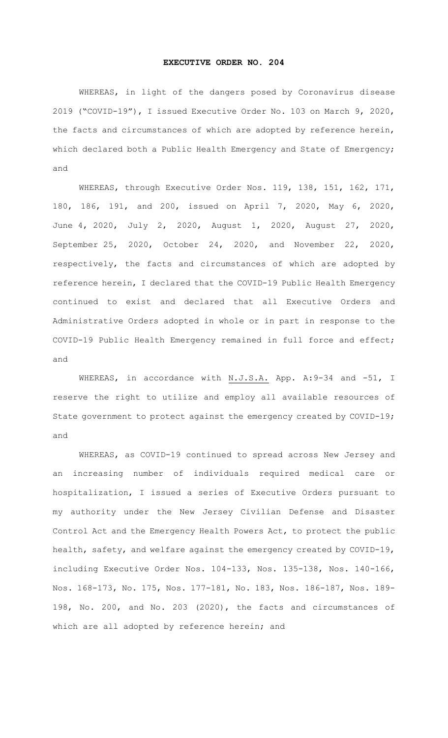# EXECUTIVE ORDER NO. 204

WHEREAS, in light of the dangers posed by Coronavirus disease 2019 ("COVID-19"), I issued Executive Order No. 103 on March 9, 2020, the facts and circumstances of which are adopted by reference herein, which declared both a Public Health Emergency and State of Emergency; and

WHEREAS, through Executive Order Nos. 119, 138, 151, 162, 171, 180, 186, 191, and 200, issued on April 7, 2020, May 6, 2020, June 4, 2020, July 2, 2020, August 1, 2020, August 27, 2020, September 25, 2020, October 24, 2020, and November 22, 2020, respectively, the facts and circumstances of which are adopted by reference herein, I declared that the COVID-19 Public Health Emergency continued to exist and declared that all Executive Orders and Administrative Orders adopted in whole or in part in response to the COVID-19 Public Health Emergency remained in full force and effect; and

WHEREAS, in accordance with N.J.S.A. App. A:9-34 and -51, I reserve the right to utilize and employ all available resources of State government to protect against the emergency created by COVID-19; and

WHEREAS, as COVID-19 continued to spread across New Jersey and an increasing number of individuals required medical care or hospitalization, I issued a series of Executive Orders pursuant to my authority under the New Jersey Civilian Defense and Disaster Control Act and the Emergency Health Powers Act, to protect the public health, safety, and welfare against the emergency created by COVID-19, including Executive Order Nos. 104-133, Nos. 135-138, Nos. 140-166, Nos. 168-173, No. 175, Nos. 177-181, No. 183, Nos. 186-187, Nos. 189-198, No. 200, and No. 203 (2020), the facts and circumstances of which are all adopted by reference herein; and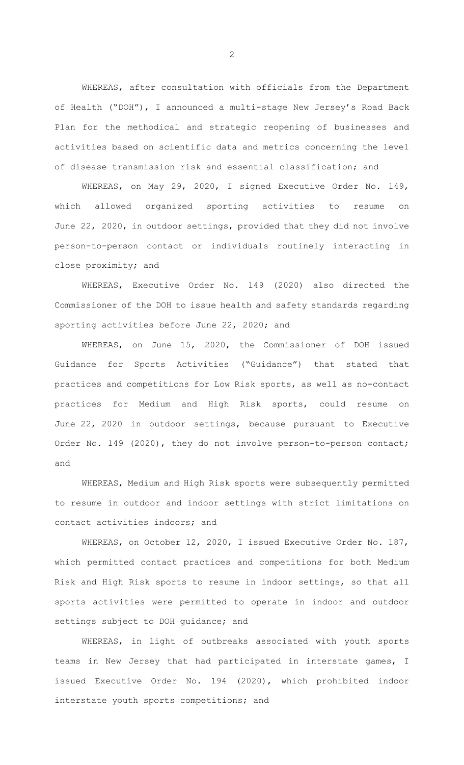WHEREAS, after consultation with officials from the Department of Health ("DOH"), I announced a multi-stage New Jersey's Road Back Plan for the methodical and strategic reopening of businesses and activities based on scientific data and metrics concerning the level of disease transmission risk and essential classification; and

WHEREAS, on May 29, 2020, I signed Executive Order No. 149, which allowed organized sporting activities to resume on June 22, 2020, in outdoor settings, provided that they did not involve person-to-person contact or individuals routinely interacting in close proximity; and

WHEREAS, Executive Order No. 149 (2020) also directed the Commissioner of the DOH to issue health and safety standards regarding sporting activities before June 22, 2020; and

WHEREAS, on June 15, 2020, the Commissioner of DOH issued Guidance for Sports Activities ("Guidance") that stated that practices and competitions for Low Risk sports, as well as no-contact practices for Medium and High Risk sports, could resume on June 22, 2020 in outdoor settings, because pursuant to Executive Order No. 149 (2020), they do not involve person-to-person contact; and

WHEREAS, Medium and High Risk sports were subsequently permitted to resume in outdoor and indoor settings with strict limitations on contact activities indoors; and

WHEREAS, on October 12, 2020, I issued Executive Order No. 187, which permitted contact practices and competitions for both Medium Risk and High Risk sports to resume in indoor settings, so that all sports activities were permitted to operate in indoor and outdoor settings subject to DOH guidance; and

WHEREAS, in light of outbreaks associated with youth sports teams in New Jersey that had participated in interstate games, I issued Executive Order No. 194 (2020), which prohibited indoor interstate youth sports competitions; and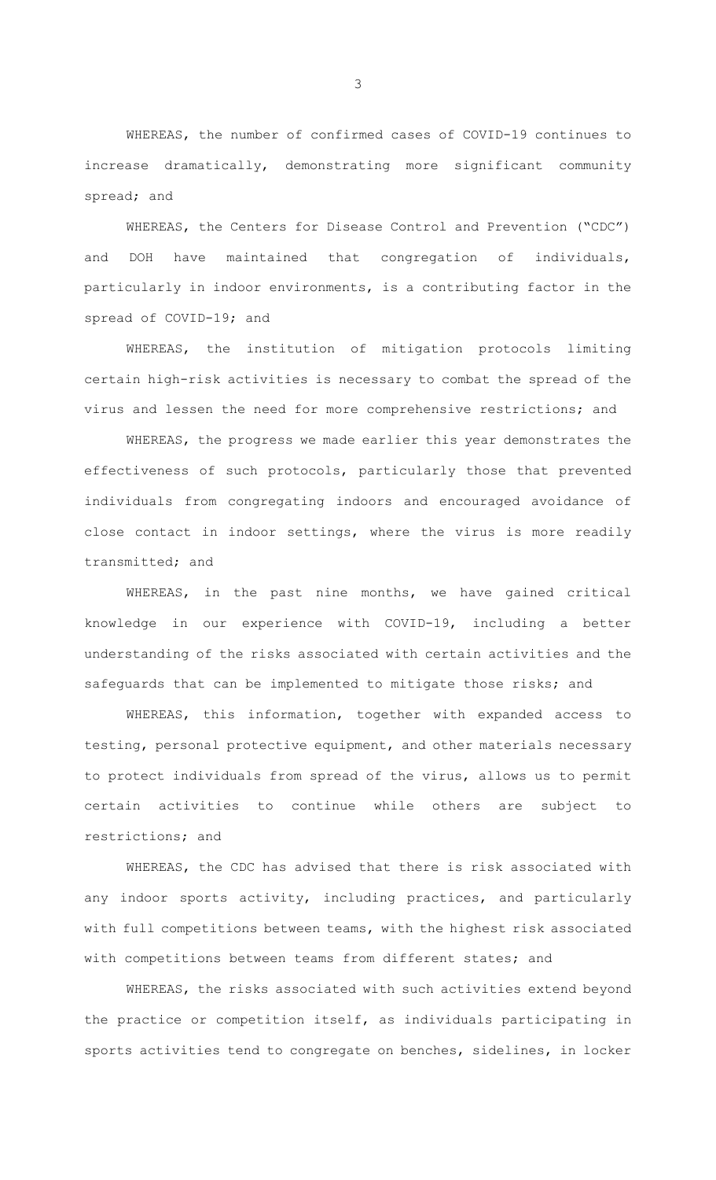WHEREAS, the number of confirmed cases of COVID-19 continues to increase dramatically, demonstrating more significant community spread; and

WHEREAS, the Centers for Disease Control and Prevention ("CDC") and DOH have maintained that congregation of individuals, particularly in indoor environments, is a contributing factor in the spread of COVID-19; and

WHEREAS, the institution of mitigation protocols limiting certain high-risk activities is necessary to combat the spread of the virus and lessen the need for more comprehensive restrictions; and

WHEREAS, the progress we made earlier this year demonstrates the effectiveness of such protocols, particularly those that prevented individuals from congregating indoors and encouraged avoidance of close contact in indoor settings, where the virus is more readily transmitted; and

WHEREAS, in the past nine months, we have gained critical knowledge in our experience with COVID-19, including a better understanding of the risks associated with certain activities and the safeguards that can be implemented to mitigate those risks; and

WHEREAS, this information, together with expanded access to testing, personal protective equipment, and other materials necessary to protect individuals from spread of the virus, allows us to permit certain activities to continue while others are subject to restrictions; and

WHEREAS, the CDC has advised that there is risk associated with any indoor sports activity, including practices, and particularly with full competitions between teams, with the highest risk associated with competitions between teams from different states; and

WHEREAS, the risks associated with such activities extend beyond the practice or competition itself, as individuals participating in sports activities tend to congregate on benches, sidelines, in locker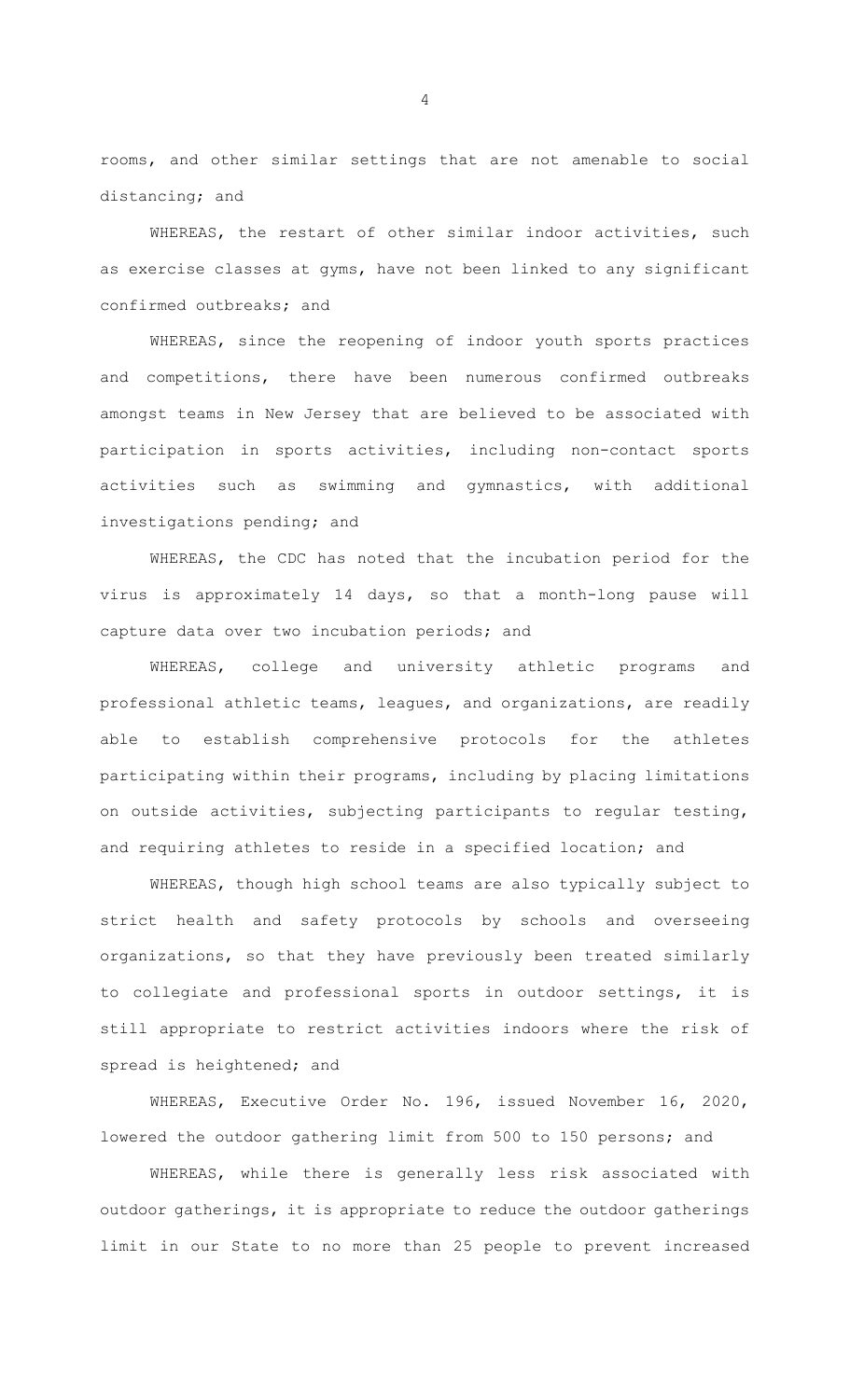rooms, and other similar settings that are not amenable to social distancing; and

WHEREAS, the restart of other similar indoor activities, such as exercise classes at gyms, have not been linked to any significant confirmed outbreaks; and

WHEREAS, since the reopening of indoor youth sports practices and competitions, there have been numerous confirmed outbreaks amongst teams in New Jersey that are believed to be associated with participation in sports activities, including non-contact sports activities such as swimming and gymnastics, with additional investigations pending; and

WHEREAS, the CDC has noted that the incubation period for the virus is approximately 14 days, so that a month-long pause will capture data over two incubation periods; and

WHEREAS, college and university athletic programs and professional athletic teams, leagues, and organizations, are readily able to establish comprehensive protocols for the athletes participating within their programs, including by placing limitations on outside activities, subjecting participants to regular testing, and requiring athletes to reside in a specified location; and

WHEREAS, though high school teams are also typically subject to strict health and safety protocols by schools and overseeing organizations, so that they have previously been treated similarly to collegiate and professional sports in outdoor settings, it is still appropriate to restrict activities indoors where the risk of spread is heightened; and

WHEREAS, Executive Order No. 196, issued November 16, 2020, lowered the outdoor gathering limit from 500 to 150 persons; and

WHEREAS, while there is generally less risk associated with outdoor gatherings, it is appropriate to reduce the outdoor gatherings limit in our State to no more than 25 people to prevent increased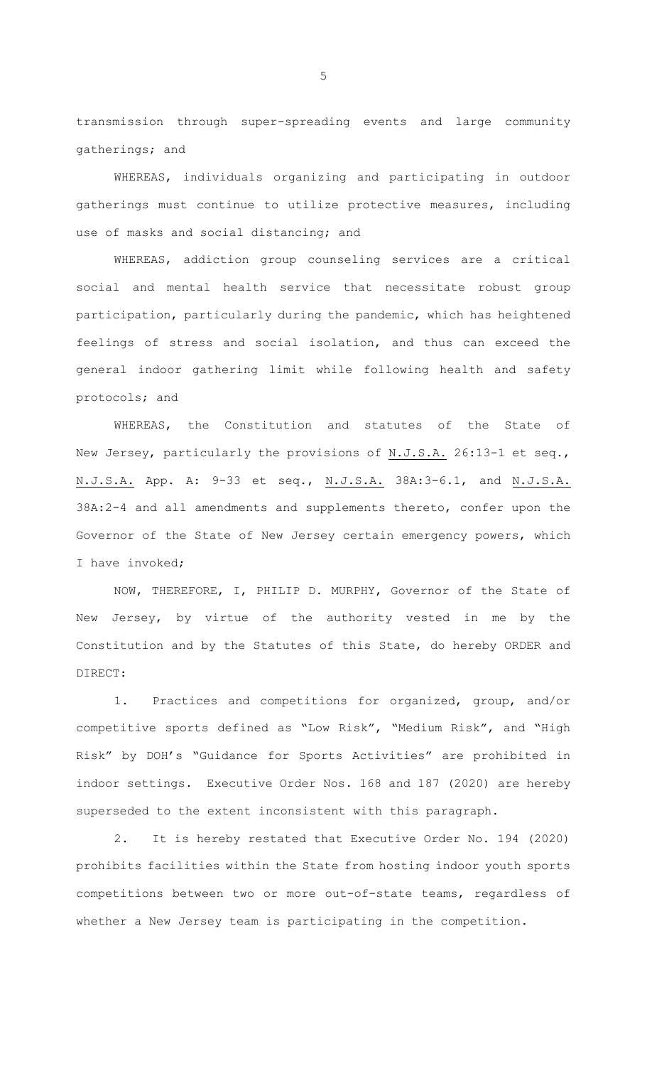transmission through super-spreading events and large community gatherings; and

WHEREAS, individuals organizing and participating in outdoor gatherings must continue to utilize protective measures, including use of masks and social distancing; and

WHEREAS, addiction group counseling services are a critical social and mental health service that necessitate robust group participation, particularly during the pandemic, which has heightened feelings of stress and social isolation, and thus can exceed the general indoor gathering limit while following health and safety protocols; and

WHEREAS, the Constitution and statutes of the State of New Jersey, particularly the provisions of N.J.S.A. 26:13-1 et seq., N.J.S.A. App. A: 9-33 et seq., N.J.S.A. 38A:3-6.1, and N.J.S.A. 38A:2-4 and all amendments and supplements thereto, confer upon the Governor of the State of New Jersey certain emergency powers, which I have invoked;

NOW, THEREFORE, I, PHILIP D. MURPHY, Governor of the State of New Jersey, by virtue of the authority vested in me by the Constitution and by the Statutes of this State, do hereby ORDER and DIRECT:

1. Practices and competitions for organized, group, and/or competitive sports defined as "Low Risk", "Medium Risk", and "High Risk" by DOH's "Guidance for Sports Activities" are prohibited in indoor settings. Executive Order Nos. 168 and 187 (2020) are hereby superseded to the extent inconsistent with this paragraph.

2. It is hereby restated that Executive Order No. 194 (2020) prohibits facilities within the State from hosting indoor youth sports competitions between two or more out-of-state teams, regardless of whether a New Jersey team is participating in the competition.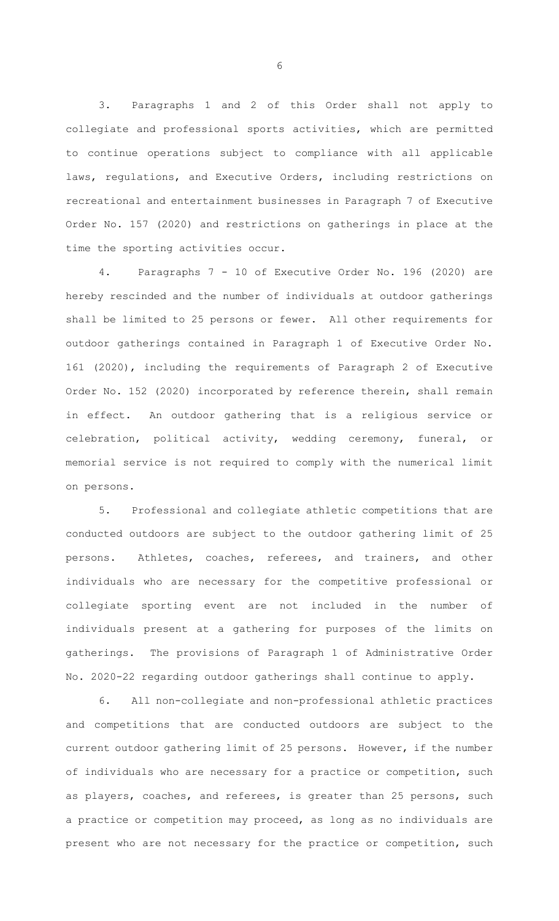3. Paragraphs 1 and 2 of this Order shall not apply to collegiate and professional sports activities, which are permitted to continue operations subject to compliance with all applicable laws, regulations, and Executive Orders, including restrictions on recreational and entertainment businesses in Paragraph 7 of Executive Order No. 157 (2020) and restrictions on gatherings in place at the time the sporting activities occur.

4. Paragraphs 7 - 10 of Executive Order No. 196 (2020) are hereby rescinded and the number of individuals at outdoor gatherings shall be limited to 25 persons or fewer. All other requirements for outdoor gatherings contained in Paragraph 1 of Executive Order No. 161 (2020), including the requirements of Paragraph 2 of Executive Order No. 152 (2020) incorporated by reference therein, shall remain in effect. An outdoor gathering that is a religious service or celebration, political activity, wedding ceremony, funeral, or memorial service is not required to comply with the numerical limit on persons.

5. Professional and collegiate athletic competitions that are conducted outdoors are subject to the outdoor gathering limit of 25 persons. Athletes, coaches, referees, and trainers, and other individuals who are necessary for the competitive professional or collegiate sporting event are not included in the number of individuals present at a gathering for purposes of the limits on gatherings. The provisions of Paragraph 1 of Administrative Order No. 2020-22 regarding outdoor gatherings shall continue to apply.

6. All non-collegiate and non-professional athletic practices and competitions that are conducted outdoors are subject to the current outdoor gathering limit of 25 persons. However, if the number of individuals who are necessary for a practice or competition, such as players, coaches, and referees, is greater than 25 persons, such a practice or competition may proceed, as long as no individuals are present who are not necessary for the practice or competition, such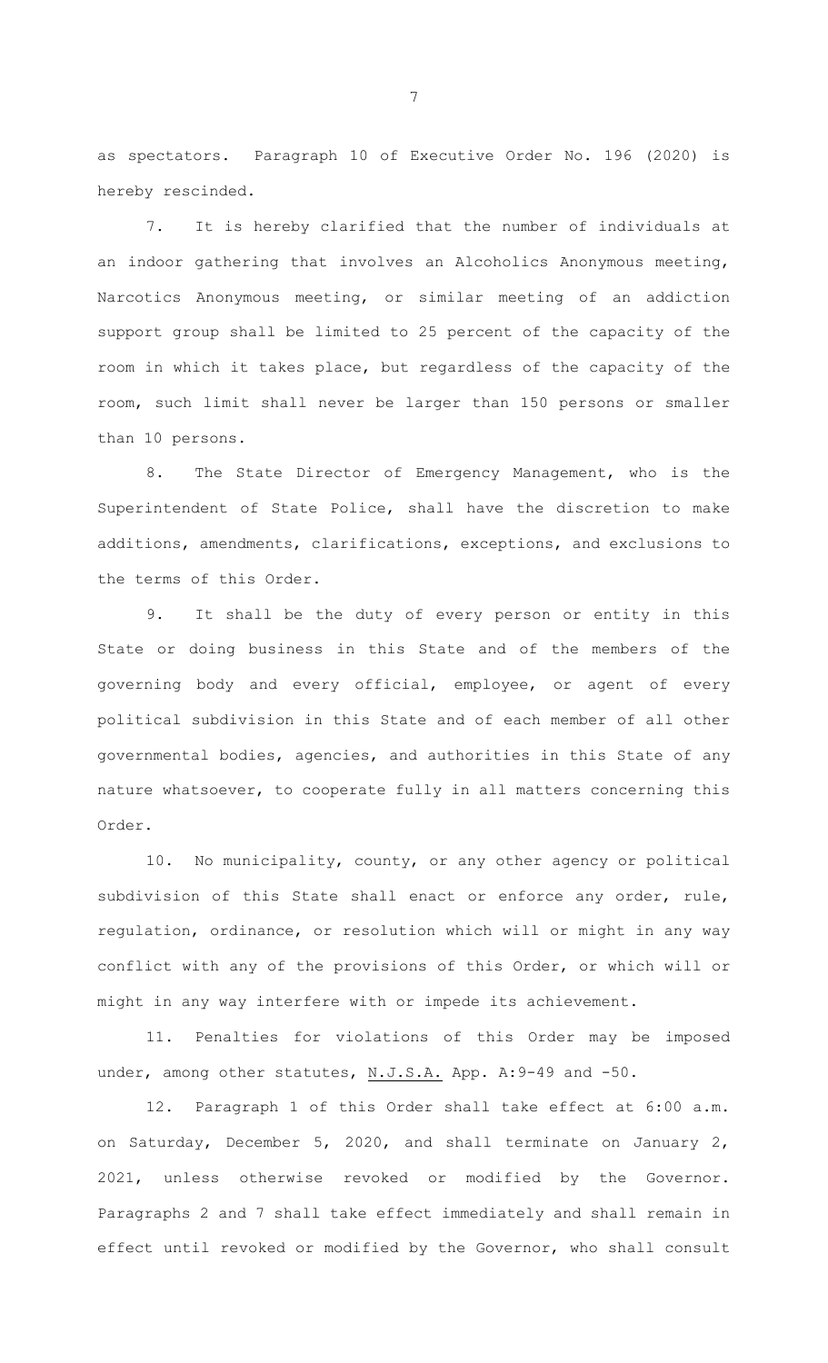as spectators. Paragraph 10 of Executive Order No. 196 (2020) is hereby rescinded.

7. It is hereby clarified that the number of individuals at an indoor gathering that involves an Alcoholics Anonymous meeting, Narcotics Anonymous meeting, or similar meeting of an addiction support group shall be limited to 25 percent of the capacity of the room in which it takes place, but regardless of the capacity of the room, such limit shall never be larger than 150 persons or smaller than 10 persons.

8. The State Director of Emergency Management, who is the Superintendent of State Police, shall have the discretion to make additions, amendments, clarifications, exceptions, and exclusions to the terms of this Order.

9. It shall be the duty of every person or entity in this State or doing business in this State and of the members of the governing body and every official, employee, or agent of every political subdivision in this State and of each member of all other governmental bodies, agencies, and authorities in this State of any nature whatsoever, to cooperate fully in all matters concerning this Order.

10. No municipality, county, or any other agency or political subdivision of this State shall enact or enforce any order, rule, regulation, ordinance, or resolution which will or might in any way conflict with any of the provisions of this Order, or which will or might in any way interfere with or impede its achievement.

11. Penalties for violations of this Order may be imposed under, among other statutes, <u>N.J.S.A.</u> App. A:9-49 and -50.

12. Paragraph 1 of this Order shall take effect at 6:00 a.m. on Saturday, December 5, 2020, and shall terminate on January 2, 2021, unless otherwise revoked or modified by the Governor. Paragraphs 2 and 7 shall take effect immediately and shall remain in effect until revoked or modified by the Governor, who shall consult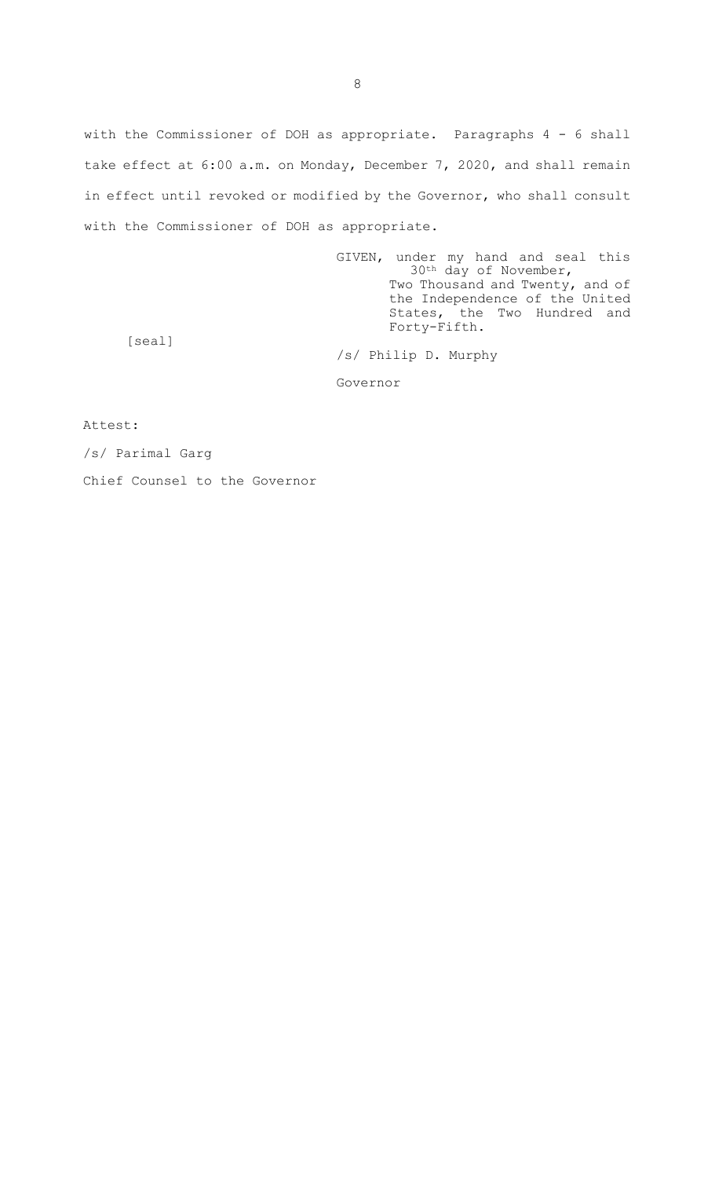with the Commissioner of DOH as appropriate. Paragraphs 4 - 6 shall take effect at 6:00 a.m. on Monday, December 7, 2020, and shall remain in effect until revoked or modified by the Governor, who shall consult with the Commissioner of DOH as appropriate.

GIVEN, under my hand and seal this 30th day of November, Two Thousand and Twenty, and of the Independence of the United States, the Two Hundred and Forty-Fifth.

[seal]

/s/ Philip D. Murphy

Governor

Attest:

/s/ Parimal Garg

Chief Counsel to the Governor